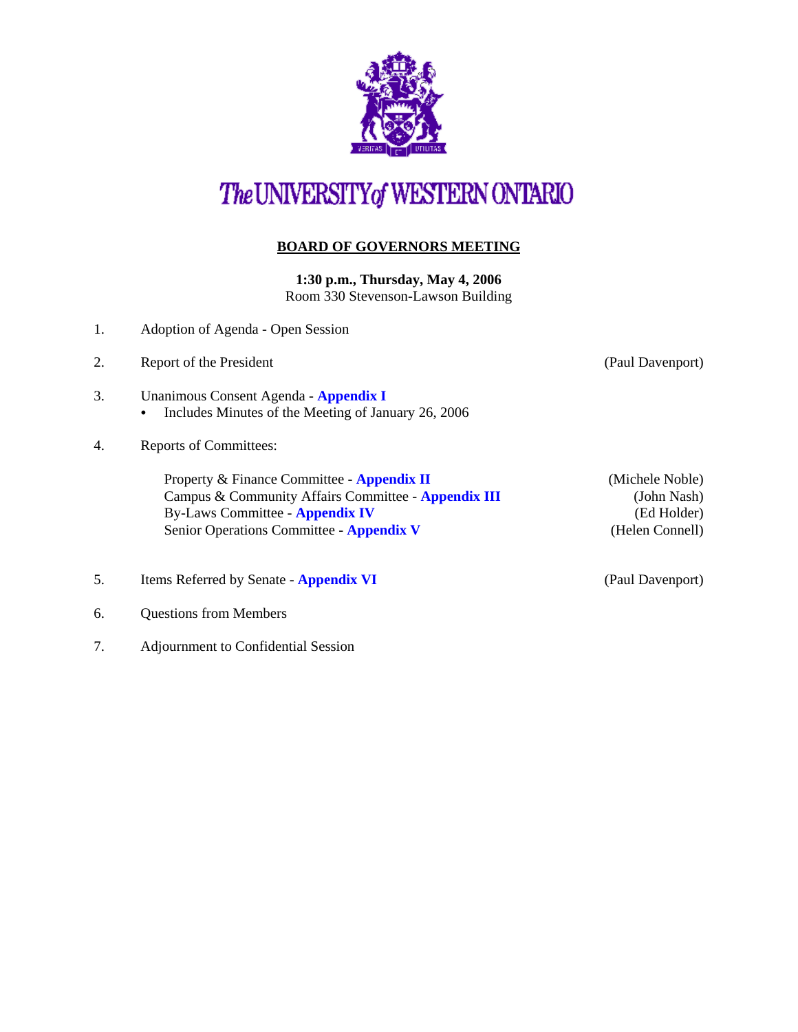# The UNIVERSITY of WESTERN ONTARIO

## BOARD OF GOVERNORS MEETING

**1:30 p.m., Thursday, May 4, 2006**
Room 330 Stevenson-Lawson Building

1. Adoption of Agenda - Open Session

2. Report of the President (Paul Davenport)

3. Unanimous Consent Agenda - **Appendix I**
   - Includes Minutes of the Meeting of January 26, 2006

4. Reports of Committees:

   Property & Finance Committee - **Appendix II** (Michele Noble)
   Campus & Community Affairs Committee - **Appendix III** (John Nash)
   By-Laws Committee - **Appendix IV** (Ed Holder)
   Senior Operations Committee - **Appendix V** (Helen Connell)

5. Items Referred by Senate - **Appendix VI** (Paul Davenport)

6. Questions from Members

7. Adjournment to Confidential Session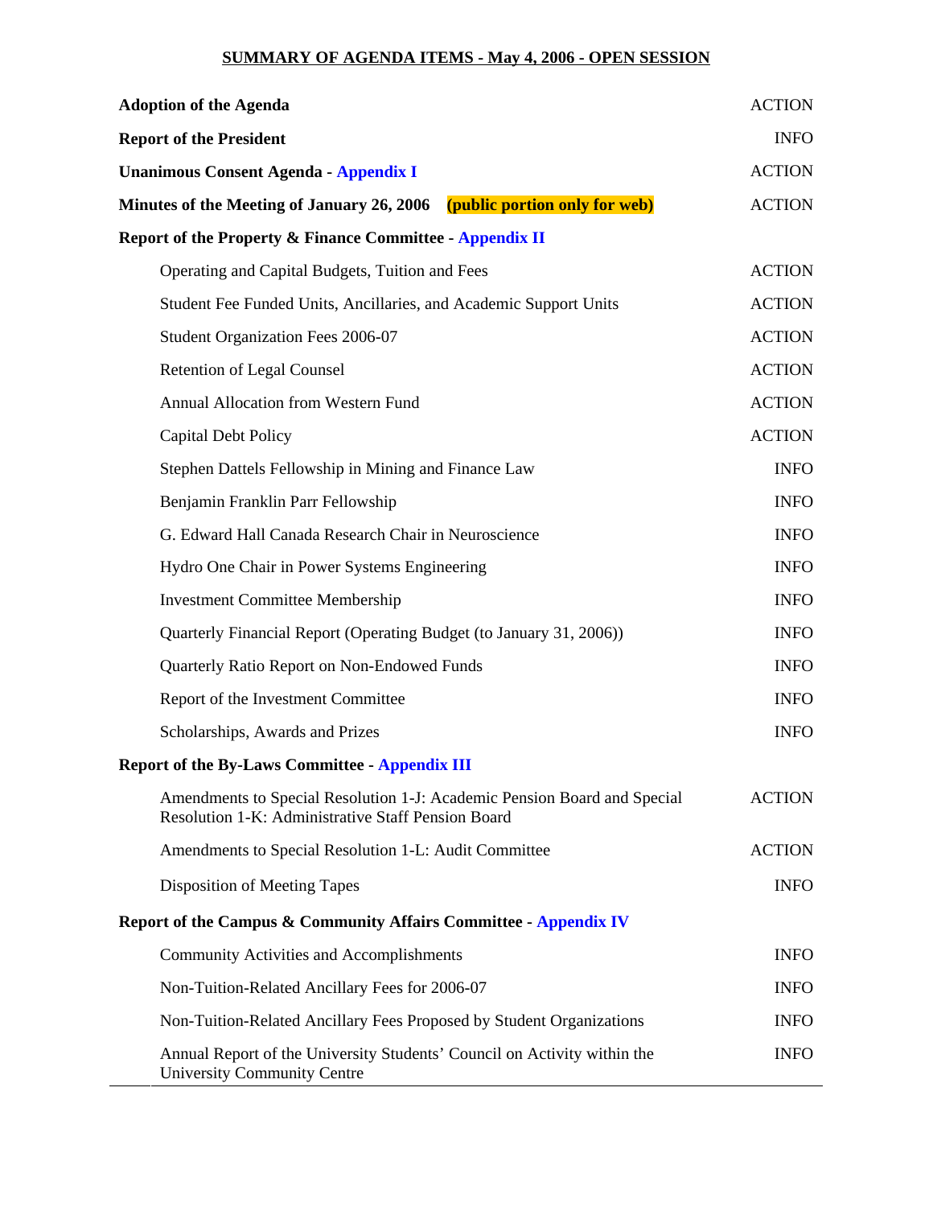## SUMMARY OF AGENDA ITEMS - May 4, 2006 - OPEN SESSION

| | |
|---|---|
| **Adoption of the Agenda** | ACTION |
| **Report of the President** | INFO |
| **Unanimous Consent Agenda - Appendix I** | ACTION |
| **Minutes of the Meeting of January 26, 2006 (public portion only for web)** | ACTION |
| **Report of the Property & Finance Committee - Appendix II** | |
| Operating and Capital Budgets, Tuition and Fees | ACTION |
| Student Fee Funded Units, Ancillaries, and Academic Support Units | ACTION |
| Student Organization Fees 2006-07 | ACTION |
| Retention of Legal Counsel | ACTION |
| Annual Allocation from Western Fund | ACTION |
| Capital Debt Policy | ACTION |
| Stephen Dattels Fellowship in Mining and Finance Law | INFO |
| Benjamin Franklin Parr Fellowship | INFO |
| G. Edward Hall Canada Research Chair in Neuroscience | INFO |
| Hydro One Chair in Power Systems Engineering | INFO |
| Investment Committee Membership | INFO |
| Quarterly Financial Report (Operating Budget (to January 31, 2006)) | INFO |
| Quarterly Ratio Report on Non-Endowed Funds | INFO |
| Report of the Investment Committee | INFO |
| Scholarships, Awards and Prizes | INFO |
| **Report of the By-Laws Committee - Appendix III** | |
| Amendments to Special Resolution 1-J: Academic Pension Board and Special Resolution 1-K: Administrative Staff Pension Board | ACTION |
| Amendments to Special Resolution 1-L: Audit Committee | ACTION |
| Disposition of Meeting Tapes | INFO |
| **Report of the Campus & Community Affairs Committee - Appendix IV** | |
| Community Activities and Accomplishments | INFO |
| Non-Tuition-Related Ancillary Fees for 2006-07 | INFO |
| Non-Tuition-Related Ancillary Fees Proposed by Student Organizations | INFO |
| Annual Report of the University Students' Council on Activity within the University Community Centre | INFO |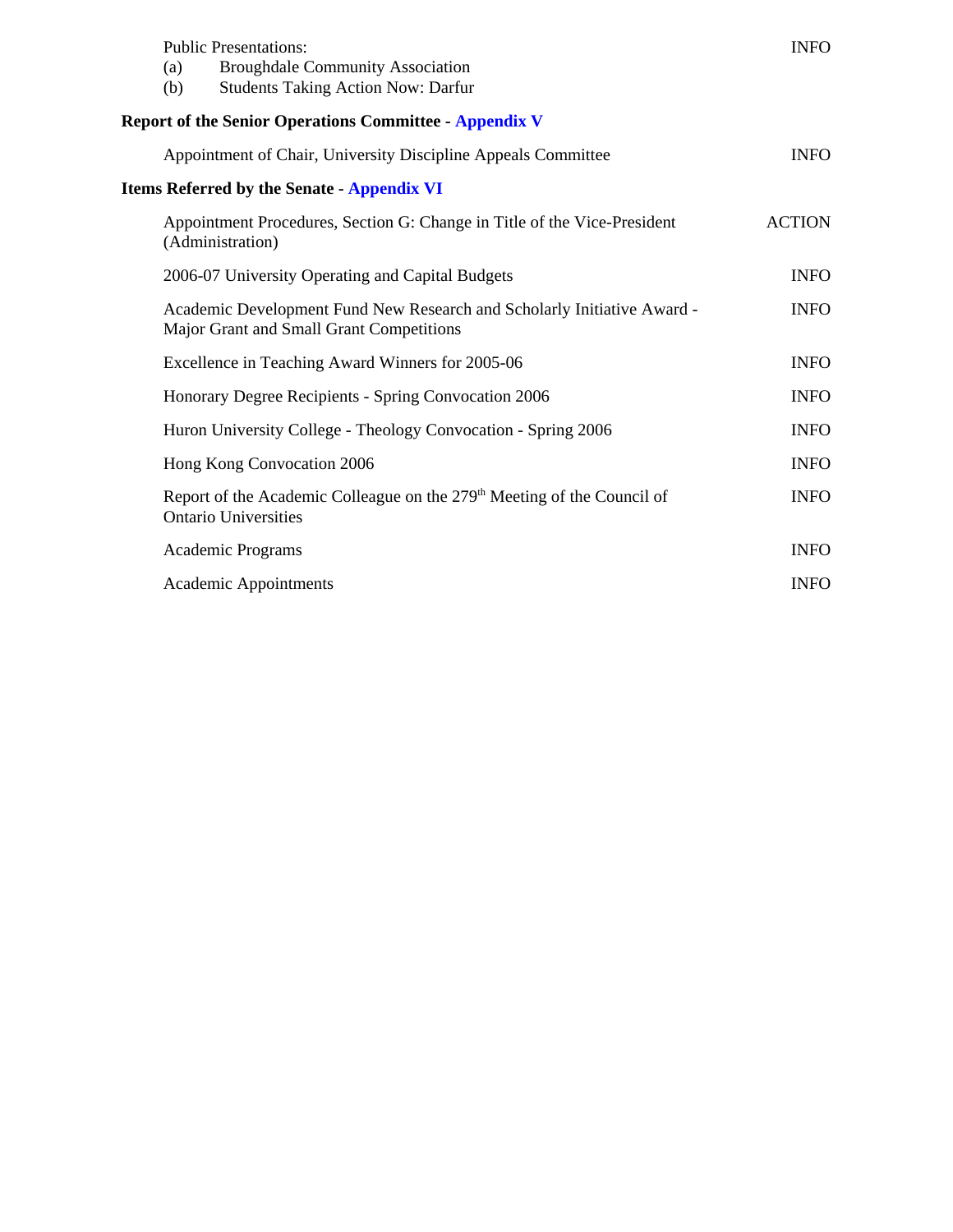Public Presentations:
(a) Broughdale Community Association
(b) Students Taking Action Now: Darfur

INFO

**Report of the Senior Operations Committee - Appendix V**

| | |
|---|---|
| Appointment of Chair, University Discipline Appeals Committee | INFO |

**Items Referred by the Senate - Appendix VI**

| | |
|---|---|
| Appointment Procedures, Section G: Change in Title of the Vice-President (Administration) | ACTION |
| 2006-07 University Operating and Capital Budgets | INFO |
| Academic Development Fund New Research and Scholarly Initiative Award - Major Grant and Small Grant Competitions | INFO |
| Excellence in Teaching Award Winners for 2005-06 | INFO |
| Honorary Degree Recipients - Spring Convocation 2006 | INFO |
| Huron University College - Theology Convocation - Spring 2006 | INFO |
| Hong Kong Convocation 2006 | INFO |
| Report of the Academic Colleague on the 279th Meeting of the Council of Ontario Universities | INFO |
| Academic Programs | INFO |
| Academic Appointments | INFO |